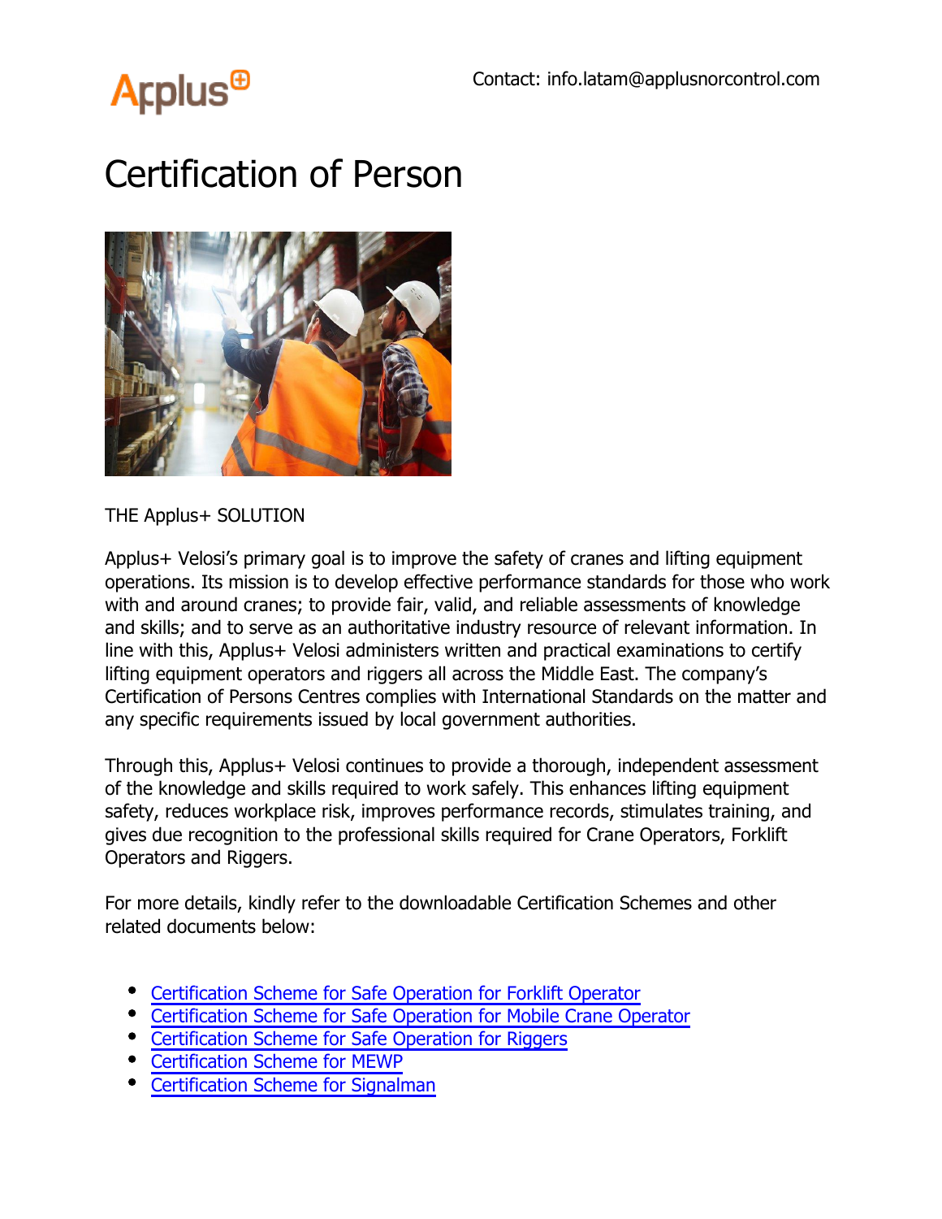Applus⊕

Contact: info.latam@applusnorcontrol.com

# Certification of Person

THE Applus+ SOLUTION

Applus+ Velosi's primary goal is to improve the safety of cranes and lifting equipment operations. Its mission is to develop effective performance standards for those who work with and around cranes; to provide fair, valid, and reliable assessments of knowledge and skills; and to serve as an authoritative industry resource of relevant information. In line with this, Applus+ Velosi administers written and practical examinations to certify lifting equipment operators and riggers all across the Middle East. The company's Certification of Persons Centres complies with International Standards on the matter and any specific requirements issued by local government authorities.

Through this, Applus+ Velosi continues to provide a thorough, independent assessment of the knowledge and skills required to work safely. This enhances lifting equipment safety, reduces workplace risk, improves performance records, stimulates training, and gives due recognition to the professional skills required for Crane Operators, Forklift Operators and Riggers.

For more details, kindly refer to the downloadable Certification Schemes and other related documents below:

- Certification Scheme for Safe Operation for Forklift Operator
- Certification Scheme for Safe Operation for Mobile Crane Operator
- Certification Scheme for Safe Operation for Riggers
- Certification Scheme for MEWP
- Certification Scheme for Signalman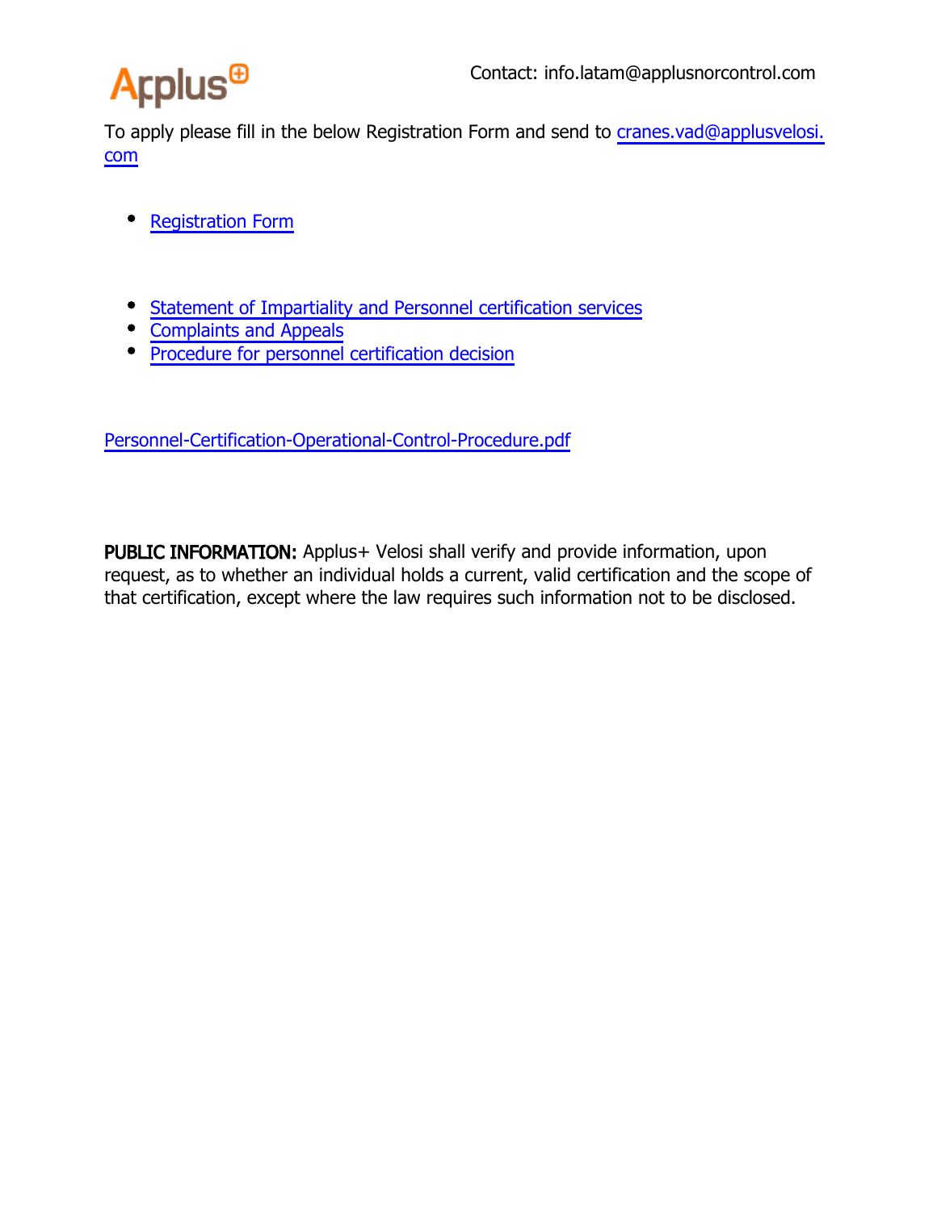Contact: info.latam@applusnorcontrol.com

To apply please fill in the below Registration Form and send to cranes.vad@applusvelosi.com

- Registration Form

- Statement of Impartiality and Personnel certification services
- Complaints and Appeals
- Procedure for personnel certification decision

Personnel-Certification-Operational-Control-Procedure.pdf

**PUBLIC INFORMATION:** Applus+ Velosi shall verify and provide information, upon request, as to whether an individual holds a current, valid certification and the scope of that certification, except where the law requires such information not to be disclosed.